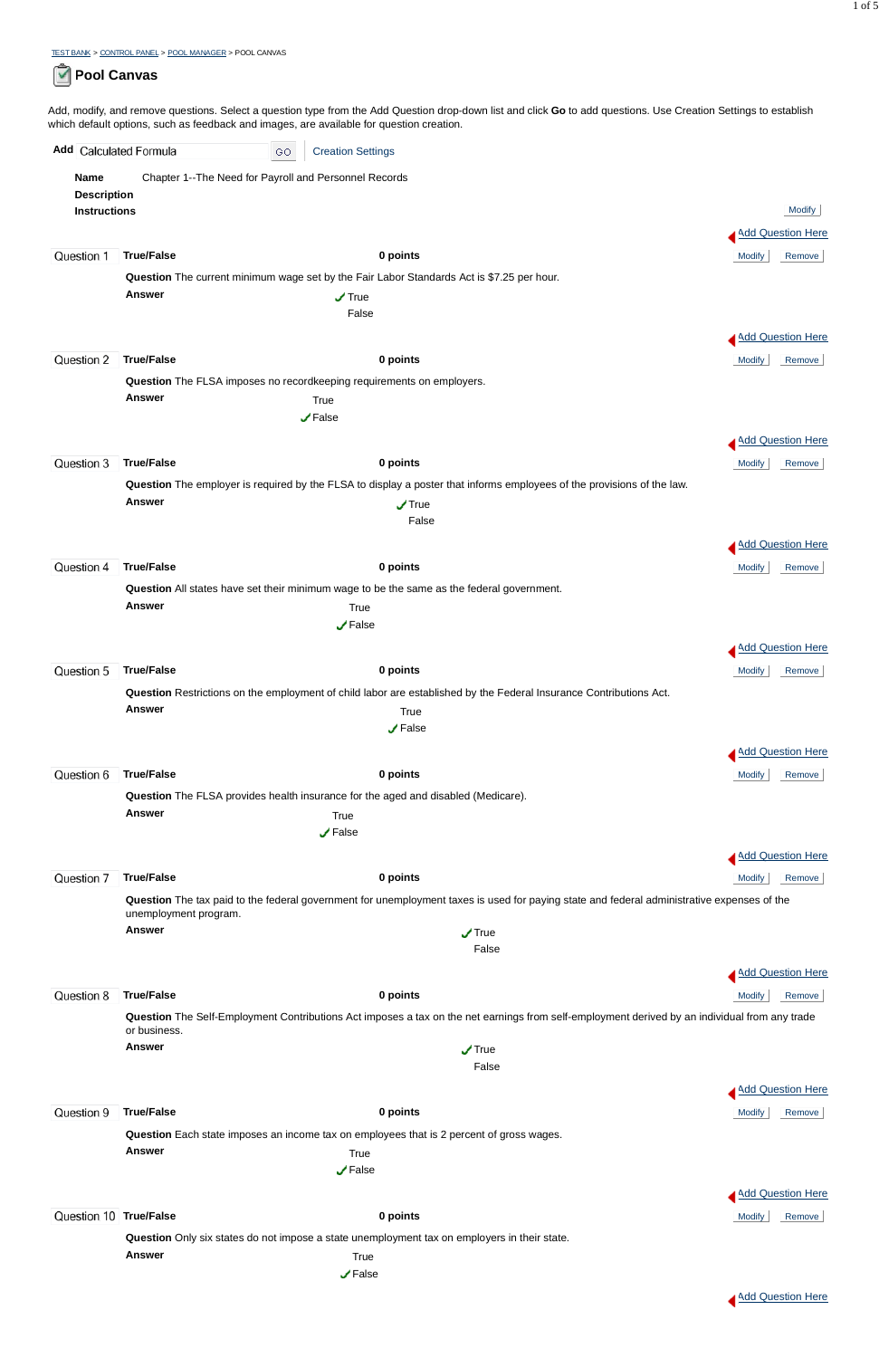TEST BANK > CONTROL PANEL > POOL MANAGER > POOL CANVAS

# Pool Canvas

Add, modify, and remove questions. Select a question type from the Add Question drop-down list and click **Go** to add questions. Use Creation Settings to establish which default options, such as feedback and images, are available for question creation.

**Add** Calculated Formula GO Creation Settings

**Name** Chapter 1--The Need for Payroll and Personnel Records

**Description**

**Instructions**

Modify

Add Question Here

**Question 1** **True/False** **0 points** Modify Remove

**Question** The current minimum wage set by the Fair Labor Standards Act is $7.25 per hour.

**Answer**
- ✓ True
- False

Add Question Here

**Question 2** **True/False** **0 points** Modify Remove

**Question** The FLSA imposes no recordkeeping requirements on employers.

**Answer**
- True
- ✓ False

Add Question Here

**Question 3** **True/False** **0 points** Modify Remove

**Question** The employer is required by the FLSA to display a poster that informs employees of the provisions of the law.

**Answer**
- ✓ True
- False

Add Question Here

**Question 4** **True/False** **0 points** Modify Remove

**Question** All states have set their minimum wage to be the same as the federal government.

**Answer**
- True
- ✓ False

Add Question Here

**Question 5** **True/False** **0 points** Modify Remove

**Question** Restrictions on the employment of child labor are established by the Federal Insurance Contributions Act.

**Answer**
- True
- ✓ False

Add Question Here

**Question 6** **True/False** **0 points** Modify Remove

**Question** The FLSA provides health insurance for the aged and disabled (Medicare).

**Answer**
- True
- ✓ False

Add Question Here

**Question 7** **True/False** **0 points** Modify Remove

**Question** The tax paid to the federal government for unemployment taxes is used for paying state and federal administrative expenses of the unemployment program.

**Answer**
- ✓ True
- False

Add Question Here

**Question 8** **True/False** **0 points** Modify Remove

**Question** The Self-Employment Contributions Act imposes a tax on the net earnings from self-employment derived by an individual from any trade or business.

**Answer**
- ✓ True
- False

Add Question Here

**Question 9** **True/False** **0 points** Modify Remove

**Question** Each state imposes an income tax on employees that is 2 percent of gross wages.

**Answer**
- True
- ✓ False

Add Question Here

**Question 10** **True/False** **0 points** Modify Remove

**Question** Only six states do not impose a state unemployment tax on employers in their state.

**Answer**
- True
- ✓ False

Add Question Here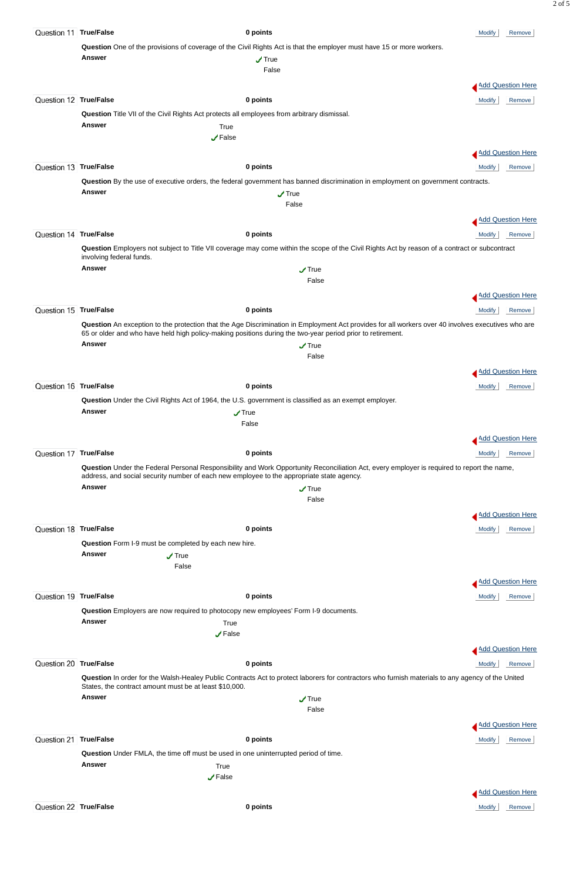**Question 11** **True/False** **0 points**

**Question** One of the provisions of coverage of the Civil Rights Act is that the employer must have 15 or more workers.

**Answer**

✓ True

False

Add Question Here

**Question 12** **True/False** **0 points**

**Question** Title VII of the Civil Rights Act protects all employees from arbitrary dismissal.

**Answer**

True

✓ False

Add Question Here

**Question 13** **True/False** **0 points**

**Question** By the use of executive orders, the federal government has banned discrimination in employment on government contracts.

**Answer**

✓ True

False

Add Question Here

**Question 14** **True/False** **0 points**

**Question** Employers not subject to Title VII coverage may come within the scope of the Civil Rights Act by reason of a contract or subcontract involving federal funds.

**Answer**

✓ True

False

Add Question Here

**Question 15** **True/False** **0 points**

**Question** An exception to the protection that the Age Discrimination in Employment Act provides for all workers over 40 involves executives who are 65 or older and who have held high policy-making positions during the two-year period prior to retirement.

**Answer**

✓ True

False

Add Question Here

**Question 16** **True/False** **0 points**

**Question** Under the Civil Rights Act of 1964, the U.S. government is classified as an exempt employer.

**Answer**

✓ True

False

Add Question Here

**Question 17** **True/False** **0 points**

**Question** Under the Federal Personal Responsibility and Work Opportunity Reconciliation Act, every employer is required to report the name, address, and social security number of each new employee to the appropriate state agency.

**Answer**

✓ True

False

Add Question Here

**Question 18** **True/False** **0 points**

**Question** Form I-9 must be completed by each new hire.

**Answer**

✓ True

False

Add Question Here

**Question 19** **True/False** **0 points**

**Question** Employers are now required to photocopy new employees' Form I-9 documents.

**Answer**

True

✓ False

Add Question Here

**Question 20** **True/False** **0 points**

**Question** In order for the Walsh-Healey Public Contracts Act to protect laborers for contractors who furnish materials to any agency of the United States, the contract amount must be at least $10,000.

**Answer**

✓ True

False

Add Question Here

**Question 21** **True/False** **0 points**

**Question** Under FMLA, the time off must be used in one uninterrupted period of time.

**Answer**

True

✓ False

Add Question Here

**Question 22** **True/False** **0 points**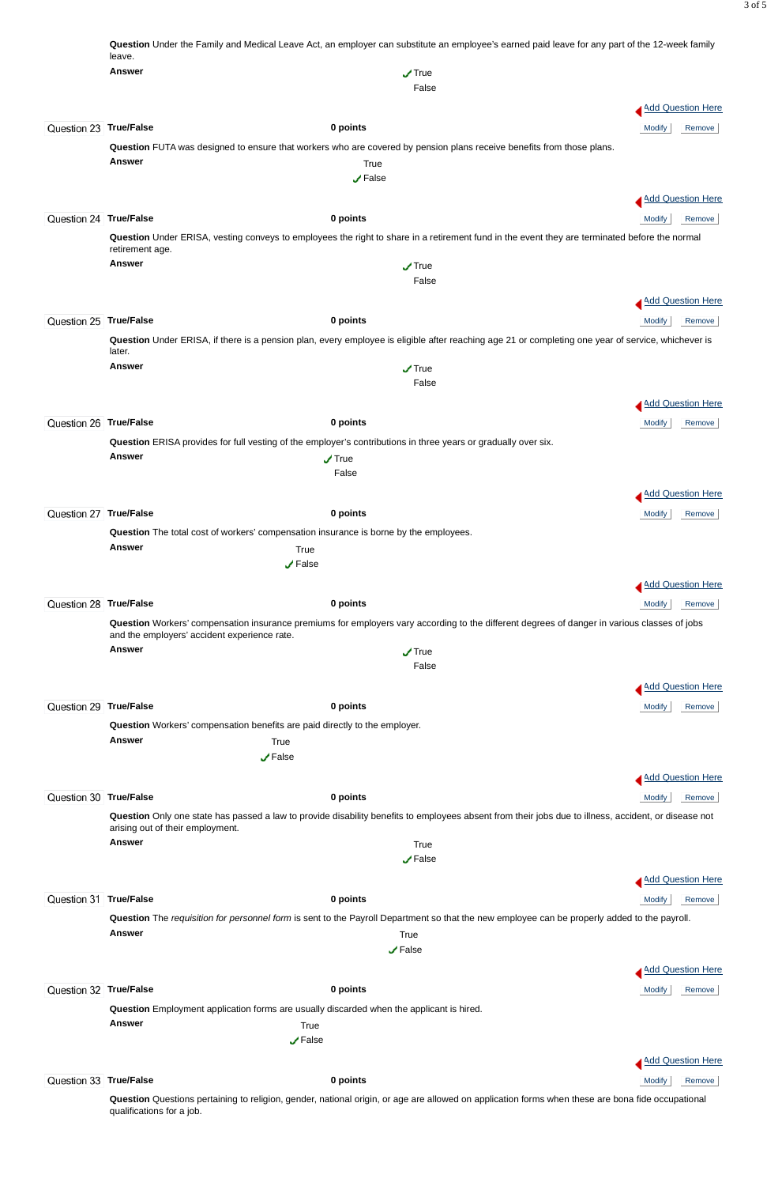**Question** Under the Family and Medical Leave Act, an employer can substitute an employee's earned paid leave for any part of the 12-week family leave.

**Answer**

✓True

False

Add Question Here

Question 23 **True/False** **0 points** Modify Remove

**Question** FUTA was designed to ensure that workers who are covered by pension plans receive benefits from those plans.

**Answer**

True

✓False

Add Question Here

Question 24 **True/False** **0 points** Modify Remove

**Question** Under ERISA, vesting conveys to employees the right to share in a retirement fund in the event they are terminated before the normal retirement age.

**Answer**

✓True

False

Add Question Here

Question 25 **True/False** **0 points** Modify Remove

**Question** Under ERISA, if there is a pension plan, every employee is eligible after reaching age 21 or completing one year of service, whichever is later.

**Answer**

✓True

False

Add Question Here

Question 26 **True/False** **0 points** Modify Remove

**Question** ERISA provides for full vesting of the employer's contributions in three years or gradually over six.

**Answer**

✓True

False

Add Question Here

Question 27 **True/False** **0 points** Modify Remove

**Question** The total cost of workers' compensation insurance is borne by the employees.

**Answer**

True

✓False

Add Question Here

Question 28 **True/False** **0 points** Modify Remove

**Question** Workers' compensation insurance premiums for employers vary according to the different degrees of danger in various classes of jobs and the employers' accident experience rate.

**Answer**

✓True

False

Add Question Here

Question 29 **True/False** **0 points** Modify Remove

**Question** Workers' compensation benefits are paid directly to the employer.

**Answer**

True

✓False

Add Question Here

Question 30 **True/False** **0 points** Modify Remove

**Question** Only one state has passed a law to provide disability benefits to employees absent from their jobs due to illness, accident, or disease not arising out of their employment.

**Answer**

True

✓False

Add Question Here

Question 31 **True/False** **0 points** Modify Remove

**Question** The *requisition for personnel form* is sent to the Payroll Department so that the new employee can be properly added to the payroll.

**Answer**

True

✓False

Add Question Here

Question 32 **True/False** **0 points** Modify Remove

**Question** Employment application forms are usually discarded when the applicant is hired.

**Answer**

True

✓False

Add Question Here

Question 33 **True/False** **0 points** Modify Remove

**Question** Questions pertaining to religion, gender, national origin, or age are allowed on application forms when these are bona fide occupational qualifications for a job.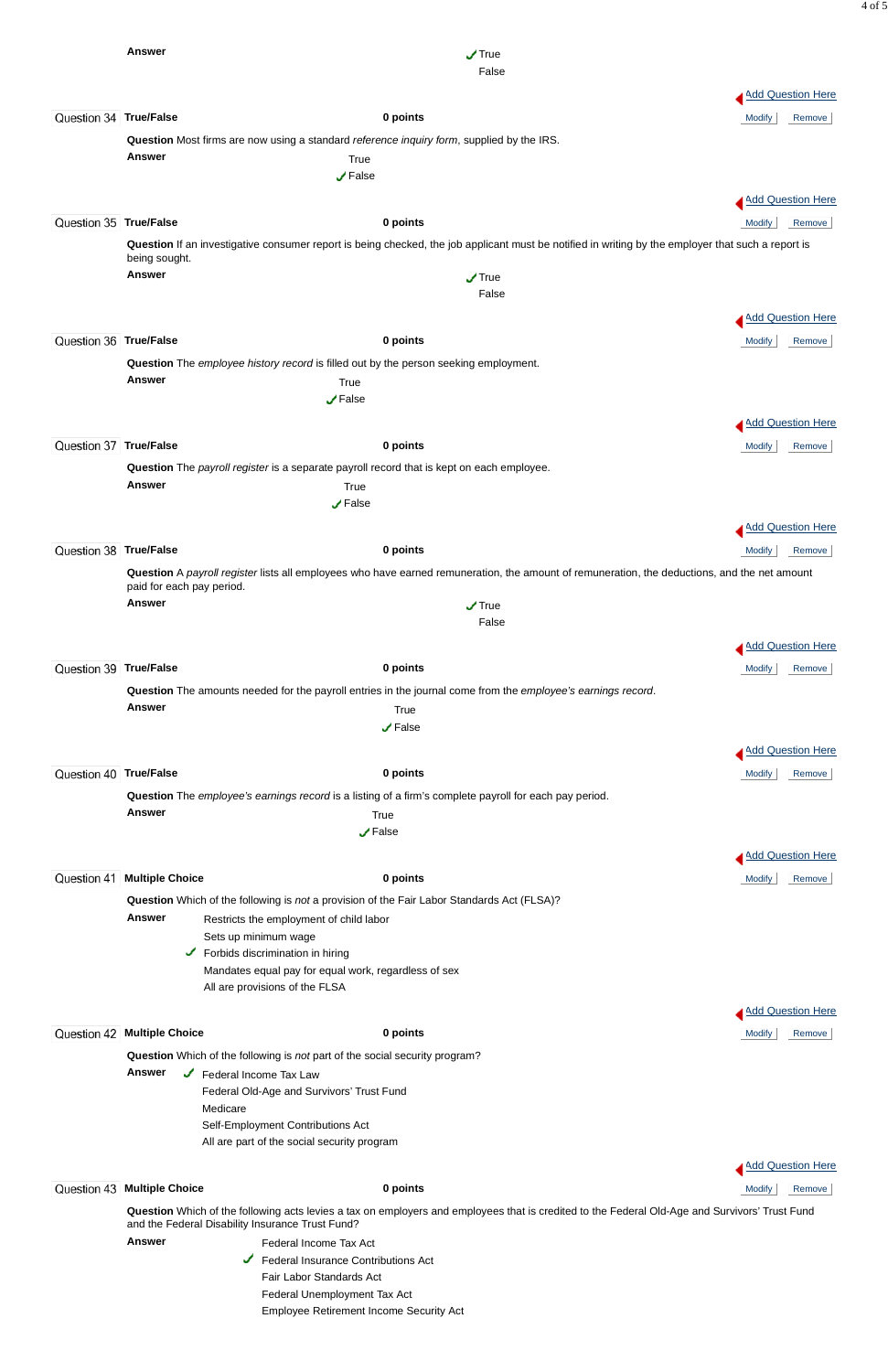**Answer** ✓ True
False

Add Question Here

Question 34 **True/False** **0 points** Modify Remove

**Question** Most firms are now using a standard *reference inquiry form*, supplied by the IRS.

**Answer** True
✓ False

Add Question Here

Question 35 **True/False** **0 points** Modify Remove

**Question** If an investigative consumer report is being checked, the job applicant must be notified in writing by the employer that such a report is being sought.

**Answer** ✓ True
False

Add Question Here

Question 36 **True/False** **0 points** Modify Remove

**Question** The *employee history record* is filled out by the person seeking employment.

**Answer** True
✓ False

Add Question Here

Question 37 **True/False** **0 points** Modify Remove

**Question** The *payroll register* is a separate payroll record that is kept on each employee.

**Answer** True
✓ False

Add Question Here

Question 38 **True/False** **0 points** Modify Remove

**Question** A *payroll register* lists all employees who have earned remuneration, the amount of remuneration, the deductions, and the net amount paid for each pay period.

**Answer** ✓ True
False

Add Question Here

Question 39 **True/False** **0 points** Modify Remove

**Question** The amounts needed for the payroll entries in the journal come from the *employee's earnings record*.

**Answer** True
✓ False

Add Question Here

Question 40 **True/False** **0 points** Modify Remove

**Question** The *employee's earnings record* is a listing of a firm's complete payroll for each pay period.

**Answer** True
✓ False

Add Question Here

Question 41 **Multiple Choice** **0 points** Modify Remove

**Question** Which of the following is *not* a provision of the Fair Labor Standards Act (FLSA)?

**Answer**
- Restricts the employment of child labor
- Sets up minimum wage
- ✓ Forbids discrimination in hiring
- Mandates equal pay for equal work, regardless of sex
- All are provisions of the FLSA

Add Question Here

Question 42 **Multiple Choice** **0 points** Modify Remove

**Question** Which of the following is *not* part of the social security program?

**Answer**
- ✓ Federal Income Tax Law
- Federal Old-Age and Survivors' Trust Fund
- Medicare
- Self-Employment Contributions Act
- All are part of the social security program

Add Question Here

Question 43 **Multiple Choice** **0 points** Modify Remove

**Question** Which of the following acts levies a tax on employers and employees that is credited to the Federal Old-Age and Survivors' Trust Fund and the Federal Disability Insurance Trust Fund?

**Answer**
- Federal Income Tax Act
- ✓ Federal Insurance Contributions Act
- Fair Labor Standards Act
- Federal Unemployment Tax Act
- Employee Retirement Income Security Act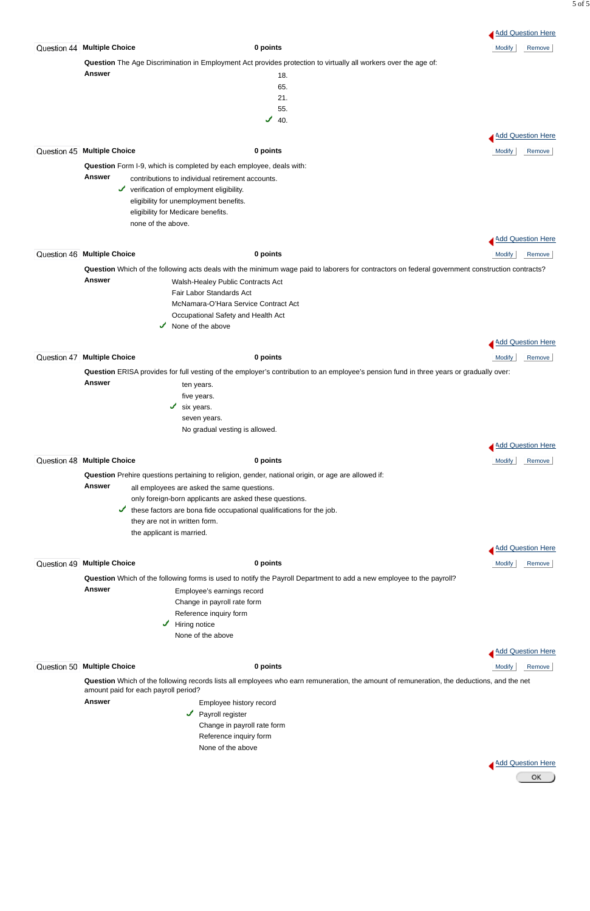Add Question Here

Question 44 **Multiple Choice** **0 points** Modify Remove

**Question** The Age Discrimination in Employment Act provides protection to virtually all workers over the age of:

**Answer**

- 18.
- 65.
- 21.
- 55.
- ✓ 40.

Add Question Here

Question 45 **Multiple Choice** **0 points** Modify Remove

**Question** Form I-9, which is completed by each employee, deals with:

**Answer**

- contributions to individual retirement accounts.
- ✓ verification of employment eligibility.
- eligibility for unemployment benefits.
- eligibility for Medicare benefits.
- none of the above.

Add Question Here

Question 46 **Multiple Choice** **0 points** Modify Remove

**Question** Which of the following acts deals with the minimum wage paid to laborers for contractors on federal government construction contracts?

**Answer**

- Walsh-Healey Public Contracts Act
- Fair Labor Standards Act
- McNamara-O'Hara Service Contract Act
- Occupational Safety and Health Act
- ✓ None of the above

Add Question Here

Question 47 **Multiple Choice** **0 points** Modify Remove

**Question** ERISA provides for full vesting of the employer's contribution to an employee's pension fund in three years or gradually over:

**Answer**

- ten years.
- five years.
- ✓ six years.
- seven years.
- No gradual vesting is allowed.

Add Question Here

Question 48 **Multiple Choice** **0 points** Modify Remove

**Question** Prehire questions pertaining to religion, gender, national origin, or age are allowed if:

**Answer**

- all employees are asked the same questions.
- only foreign-born applicants are asked these questions.
- ✓ these factors are bona fide occupational qualifications for the job.
- they are not in written form.
- the applicant is married.

Add Question Here

Question 49 **Multiple Choice** **0 points** Modify Remove

**Question** Which of the following forms is used to notify the Payroll Department to add a new employee to the payroll?

**Answer**

- Employee's earnings record
- Change in payroll rate form
- Reference inquiry form
- ✓ Hiring notice
- None of the above

Add Question Here

Question 50 **Multiple Choice** **0 points** Modify Remove

**Question** Which of the following records lists all employees who earn remuneration, the amount of remuneration, the deductions, and the net amount paid for each payroll period?

**Answer**

- Employee history record
- ✓ Payroll register
- Change in payroll rate form
- Reference inquiry form
- None of the above

Add Question Here

OK